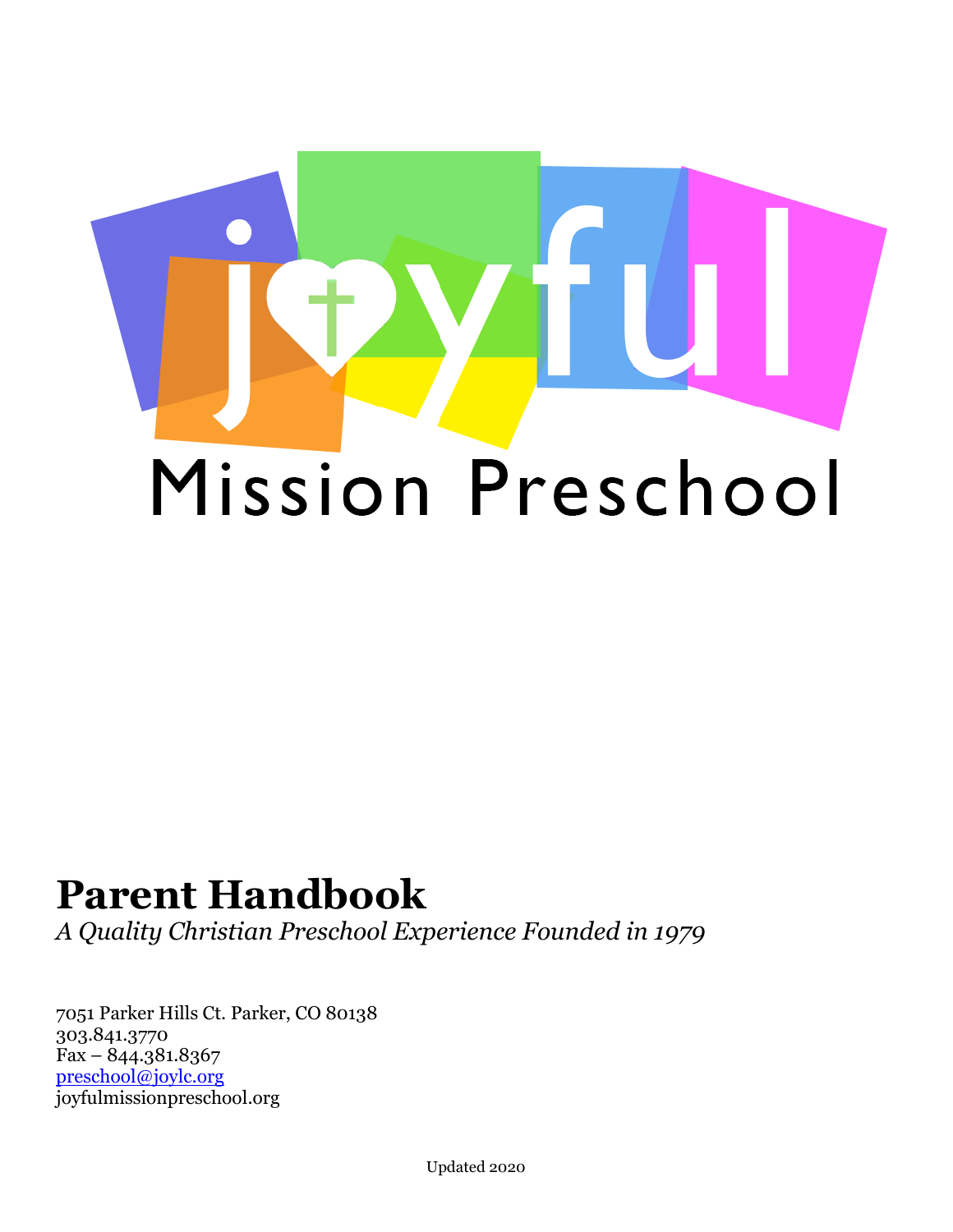joyful

Mission Preschool

# Parent Handbook

*A Quality Christian Preschool Experience Founded in 1979*

7051 Parker Hills Ct. Parker, CO 80138
303.841.3770
Fax – 844.381.8367
preschool@joylc.org
joyfulmissionpreschool.org

Updated 2020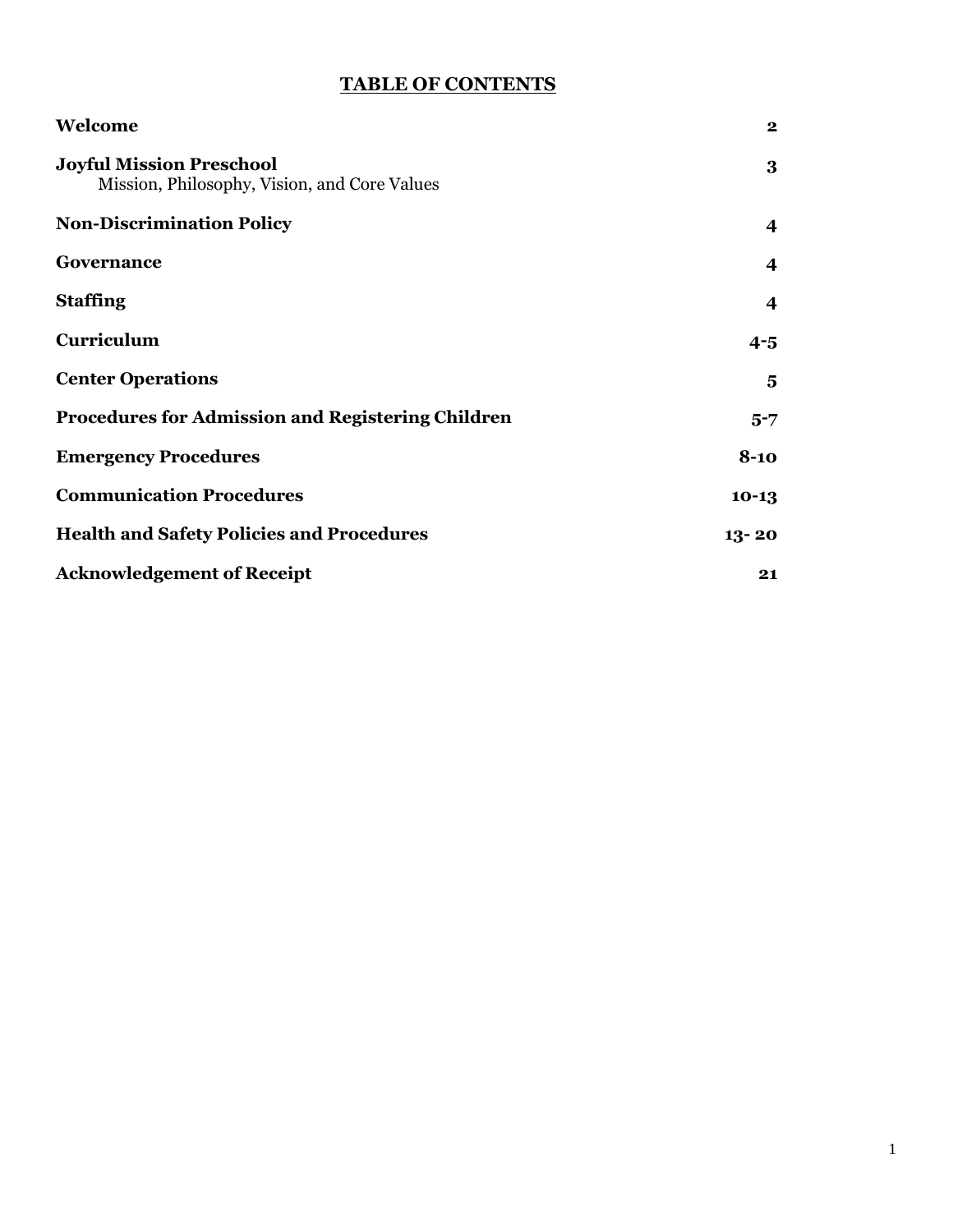## TABLE OF CONTENTS

| | |
|---|---|
| **Welcome** | **2** |
| **Joyful Mission Preschool**<br>Mission, Philosophy, Vision, and Core Values | **3** |
| **Non-Discrimination Policy** | **4** |
| **Governance** | **4** |
| **Staffing** | **4** |
| **Curriculum** | **4-5** |
| **Center Operations** | **5** |
| **Procedures for Admission and Registering Children** | **5-7** |
| **Emergency Procedures** | **8-10** |
| **Communication Procedures** | **10-13** |
| **Health and Safety Policies and Procedures** | **13- 20** |
| **Acknowledgement of Receipt** | **21** |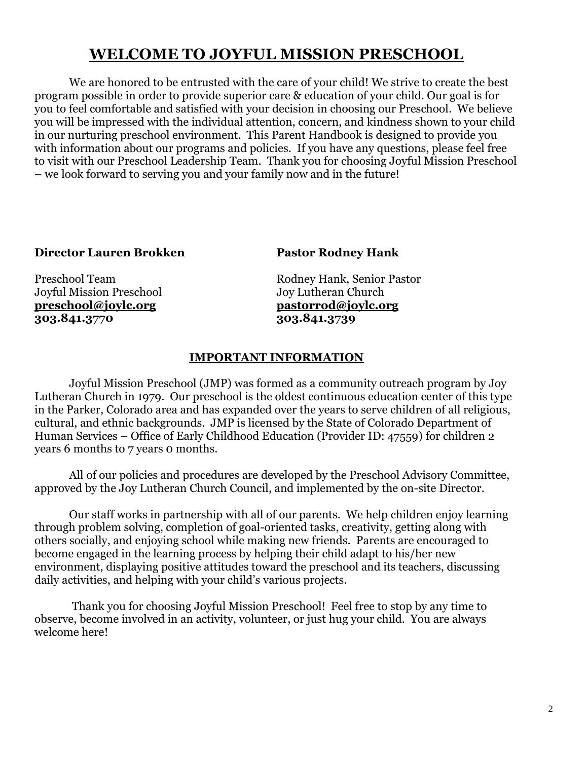# WELCOME TO JOYFUL MISSION PRESCHOOL

We are honored to be entrusted with the care of your child! We strive to create the best program possible in order to provide superior care & education of your child. Our goal is for you to feel comfortable and satisfied with your decision in choosing our Preschool. We believe you will be impressed with the individual attention, concern, and kindness shown to your child in our nurturing preschool environment. This Parent Handbook is designed to provide you with information about our programs and policies. If you have any questions, please feel free to visit with our Preschool Leadership Team. Thank you for choosing Joyful Mission Preschool – we look forward to serving you and your family now and in the future!

**Director Lauren Brokken**

Preschool Team
Joyful Mission Preschool
**preschool@joylc.org**
**303.841.3770**

**Pastor Rodney Hank**

Rodney Hank, Senior Pastor
Joy Lutheran Church
**pastorrod@joylc.org**
**303.841.3739**

## IMPORTANT INFORMATION

Joyful Mission Preschool (JMP) was formed as a community outreach program by Joy Lutheran Church in 1979. Our preschool is the oldest continuous education center of this type in the Parker, Colorado area and has expanded over the years to serve children of all religious, cultural, and ethnic backgrounds. JMP is licensed by the State of Colorado Department of Human Services – Office of Early Childhood Education (Provider ID: 47559) for children 2 years 6 months to 7 years 0 months.

All of our policies and procedures are developed by the Preschool Advisory Committee, approved by the Joy Lutheran Church Council, and implemented by the on-site Director.

Our staff works in partnership with all of our parents. We help children enjoy learning through problem solving, completion of goal-oriented tasks, creativity, getting along with others socially, and enjoying school while making new friends. Parents are encouraged to become engaged in the learning process by helping their child adapt to his/her new environment, displaying positive attitudes toward the preschool and its teachers, discussing daily activities, and helping with your child's various projects.

Thank you for choosing Joyful Mission Preschool! Feel free to stop by any time to observe, become involved in an activity, volunteer, or just hug your child. You are always welcome here!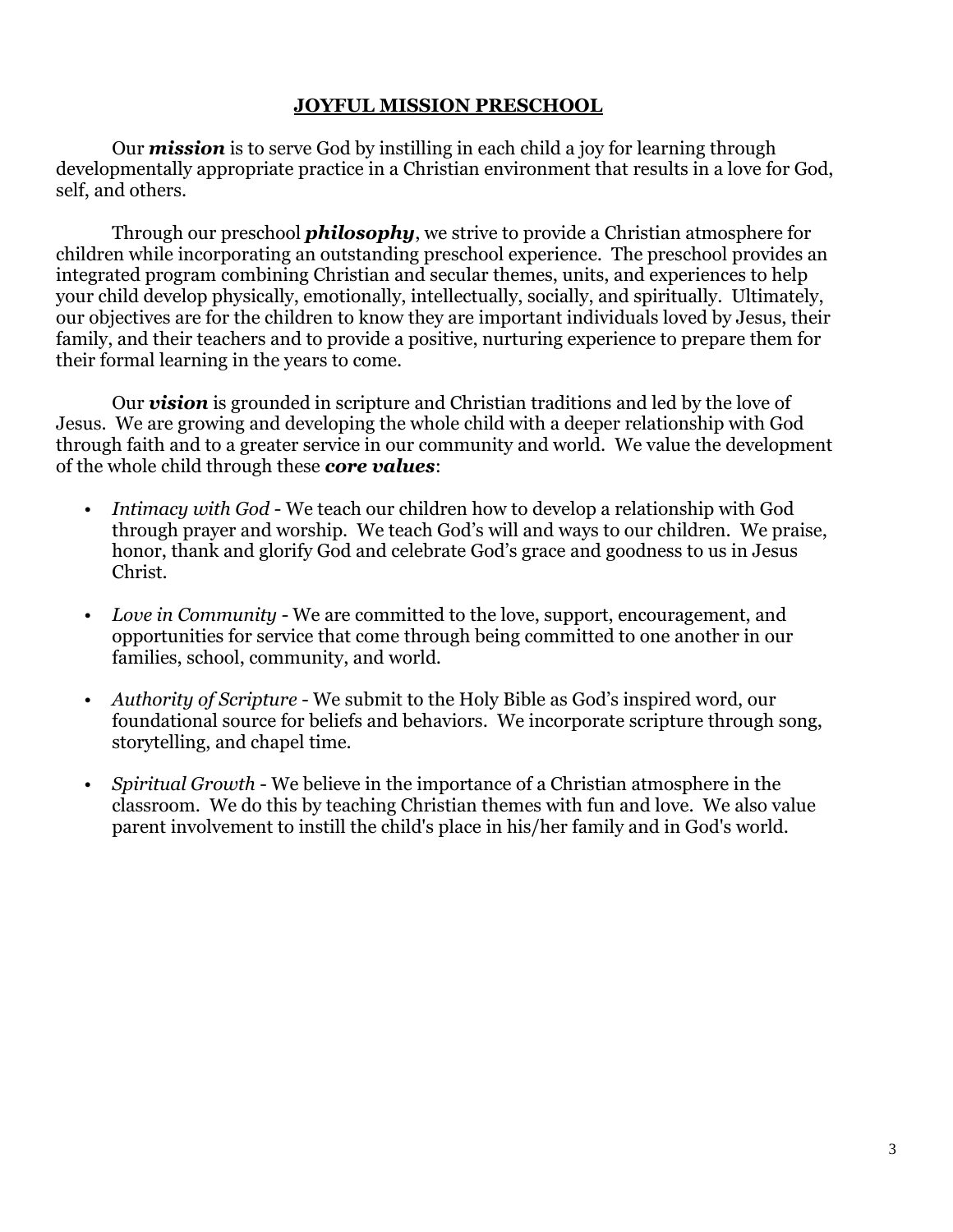# JOYFUL MISSION PRESCHOOL

Our ***mission*** is to serve God by instilling in each child a joy for learning through developmentally appropriate practice in a Christian environment that results in a love for God, self, and others.

Through our preschool ***philosophy***, we strive to provide a Christian atmosphere for children while incorporating an outstanding preschool experience. The preschool provides an integrated program combining Christian and secular themes, units, and experiences to help your child develop physically, emotionally, intellectually, socially, and spiritually. Ultimately, our objectives are for the children to know they are important individuals loved by Jesus, their family, and their teachers and to provide a positive, nurturing experience to prepare them for their formal learning in the years to come.

Our ***vision*** is grounded in scripture and Christian traditions and led by the love of Jesus. We are growing and developing the whole child with a deeper relationship with God through faith and to a greater service in our community and world. We value the development of the whole child through these ***core values***:

- *Intimacy with God* - We teach our children how to develop a relationship with God through prayer and worship. We teach God's will and ways to our children. We praise, honor, thank and glorify God and celebrate God's grace and goodness to us in Jesus Christ.
- *Love in Community* - We are committed to the love, support, encouragement, and opportunities for service that come through being committed to one another in our families, school, community, and world.
- *Authority of Scripture* - We submit to the Holy Bible as God's inspired word, our foundational source for beliefs and behaviors. We incorporate scripture through song, storytelling, and chapel time.
- *Spiritual Growth* - We believe in the importance of a Christian atmosphere in the classroom. We do this by teaching Christian themes with fun and love. We also value parent involvement to instill the child's place in his/her family and in God's world.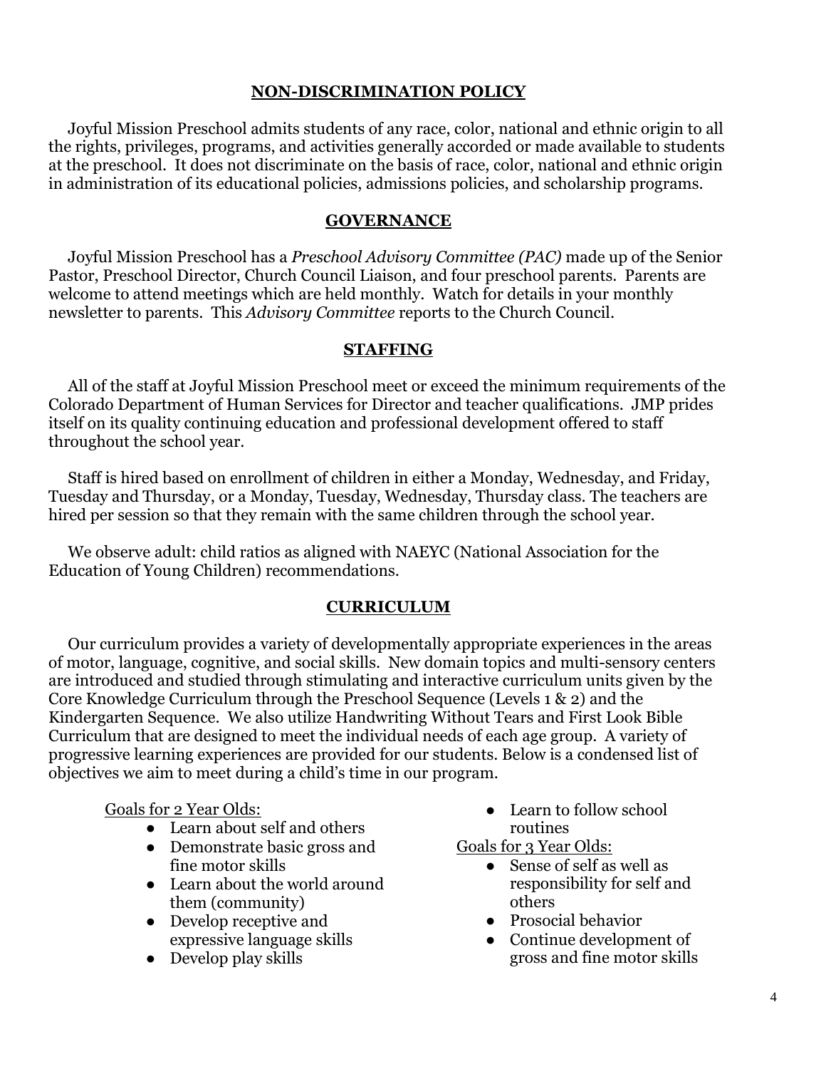## NON-DISCRIMINATION POLICY

Joyful Mission Preschool admits students of any race, color, national and ethnic origin to all the rights, privileges, programs, and activities generally accorded or made available to students at the preschool. It does not discriminate on the basis of race, color, national and ethnic origin in administration of its educational policies, admissions policies, and scholarship programs.

## GOVERNANCE

Joyful Mission Preschool has a *Preschool Advisory Committee (PAC)* made up of the Senior Pastor, Preschool Director, Church Council Liaison, and four preschool parents. Parents are welcome to attend meetings which are held monthly. Watch for details in your monthly newsletter to parents. This *Advisory Committee* reports to the Church Council.

## STAFFING

All of the staff at Joyful Mission Preschool meet or exceed the minimum requirements of the Colorado Department of Human Services for Director and teacher qualifications. JMP prides itself on its quality continuing education and professional development offered to staff throughout the school year.

Staff is hired based on enrollment of children in either a Monday, Wednesday, and Friday, Tuesday and Thursday, or a Monday, Tuesday, Wednesday, Thursday class. The teachers are hired per session so that they remain with the same children through the school year.

We observe adult: child ratios as aligned with NAEYC (National Association for the Education of Young Children) recommendations.

## CURRICULUM

Our curriculum provides a variety of developmentally appropriate experiences in the areas of motor, language, cognitive, and social skills. New domain topics and multi-sensory centers are introduced and studied through stimulating and interactive curriculum units given by the Core Knowledge Curriculum through the Preschool Sequence (Levels 1 & 2) and the Kindergarten Sequence. We also utilize Handwriting Without Tears and First Look Bible Curriculum that are designed to meet the individual needs of each age group. A variety of progressive learning experiences are provided for our students. Below is a condensed list of objectives we aim to meet during a child's time in our program.

Goals for 2 Year Olds:

- Learn about self and others
- Demonstrate basic gross and fine motor skills
- Learn about the world around them (community)
- Develop receptive and expressive language skills
- Develop play skills
- Learn to follow school routines

Goals for 3 Year Olds:

- Sense of self as well as responsibility for self and others
- Prosocial behavior
- Continue development of gross and fine motor skills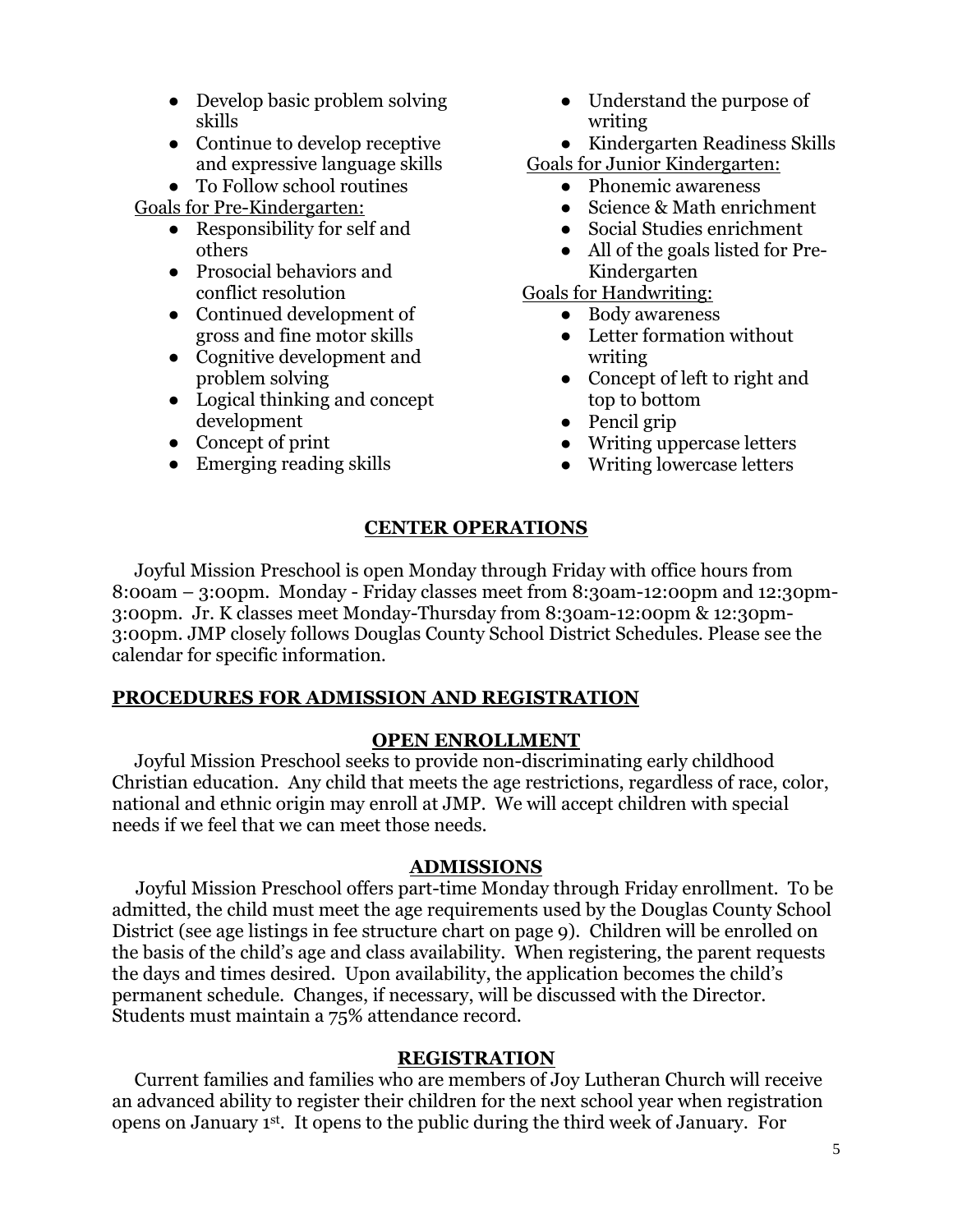- Develop basic problem solving skills
- Continue to develop receptive and expressive language skills
- To Follow school routines

Goals for Pre-Kindergarten:

- Responsibility for self and others
- Prosocial behaviors and conflict resolution
- Continued development of gross and fine motor skills
- Cognitive development and problem solving
- Logical thinking and concept development
- Concept of print
- Emerging reading skills
- Understand the purpose of writing
- Kindergarten Readiness Skills

Goals for Junior Kindergarten:

- Phonemic awareness
- Science & Math enrichment
- Social Studies enrichment
- All of the goals listed for Pre-Kindergarten

Goals for Handwriting:

- Body awareness
- Letter formation without writing
- Concept of left to right and top to bottom
- Pencil grip
- Writing uppercase letters
- Writing lowercase letters

## CENTER OPERATIONS

Joyful Mission Preschool is open Monday through Friday with office hours from 8:00am – 3:00pm. Monday - Friday classes meet from 8:30am-12:00pm and 12:30pm-3:00pm. Jr. K classes meet Monday-Thursday from 8:30am-12:00pm & 12:30pm-3:00pm. JMP closely follows Douglas County School District Schedules. Please see the calendar for specific information.

## PROCEDURES FOR ADMISSION AND REGISTRATION

### OPEN ENROLLMENT

Joyful Mission Preschool seeks to provide non-discriminating early childhood Christian education. Any child that meets the age restrictions, regardless of race, color, national and ethnic origin may enroll at JMP. We will accept children with special needs if we feel that we can meet those needs.

### ADMISSIONS

Joyful Mission Preschool offers part-time Monday through Friday enrollment. To be admitted, the child must meet the age requirements used by the Douglas County School District (see age listings in fee structure chart on page 9). Children will be enrolled on the basis of the child's age and class availability. When registering, the parent requests the days and times desired. Upon availability, the application becomes the child's permanent schedule. Changes, if necessary, will be discussed with the Director. Students must maintain a 75% attendance record.

### REGISTRATION

Current families and families who are members of Joy Lutheran Church will receive an advanced ability to register their children for the next school year when registration opens on January 1st. It opens to the public during the third week of January. For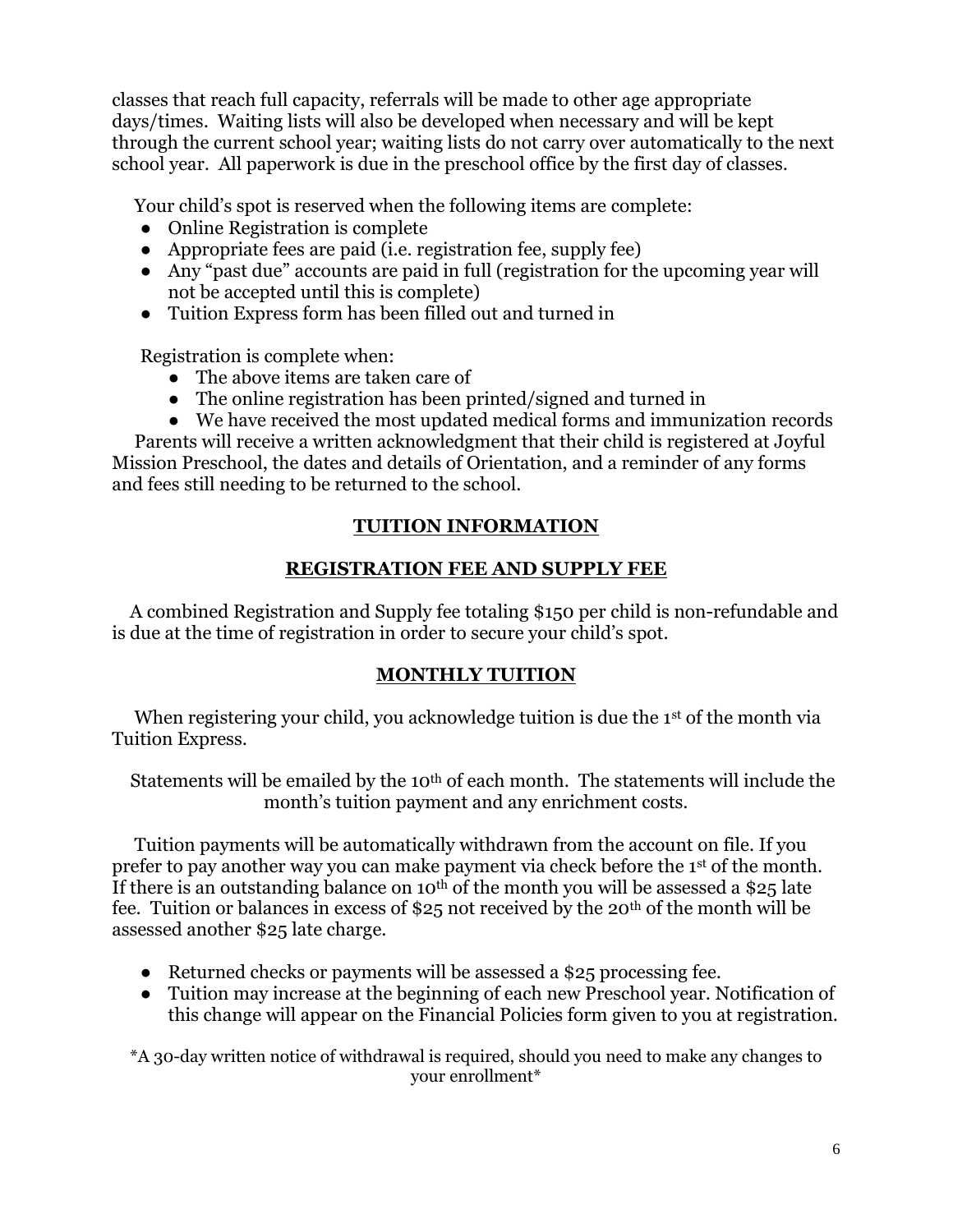classes that reach full capacity, referrals will be made to other age appropriate days/times. Waiting lists will also be developed when necessary and will be kept through the current school year; waiting lists do not carry over automatically to the next school year. All paperwork is due in the preschool office by the first day of classes.

Your child's spot is reserved when the following items are complete:

- Online Registration is complete
- Appropriate fees are paid (i.e. registration fee, supply fee)
- Any "past due" accounts are paid in full (registration for the upcoming year will not be accepted until this is complete)
- Tuition Express form has been filled out and turned in

Registration is complete when:

- The above items are taken care of
- The online registration has been printed/signed and turned in
- We have received the most updated medical forms and immunization records

Parents will receive a written acknowledgment that their child is registered at Joyful Mission Preschool, the dates and details of Orientation, and a reminder of any forms and fees still needing to be returned to the school.

## TUITION INFORMATION

### REGISTRATION FEE AND SUPPLY FEE

A combined Registration and Supply fee totaling $150 per child is non-refundable and is due at the time of registration in order to secure your child's spot.

### MONTHLY TUITION

When registering your child, you acknowledge tuition is due the 1st of the month via Tuition Express.

Statements will be emailed by the 10th of each month. The statements will include the month's tuition payment and any enrichment costs.

Tuition payments will be automatically withdrawn from the account on file. If you prefer to pay another way you can make payment via check before the 1st of the month. If there is an outstanding balance on 10th of the month you will be assessed a $25 late fee. Tuition or balances in excess of $25 not received by the 20th of the month will be assessed another $25 late charge.

- Returned checks or payments will be assessed a $25 processing fee.
- Tuition may increase at the beginning of each new Preschool year. Notification of this change will appear on the Financial Policies form given to you at registration.

*A 30-day written notice of withdrawal is required, should you need to make any changes to your enrollment*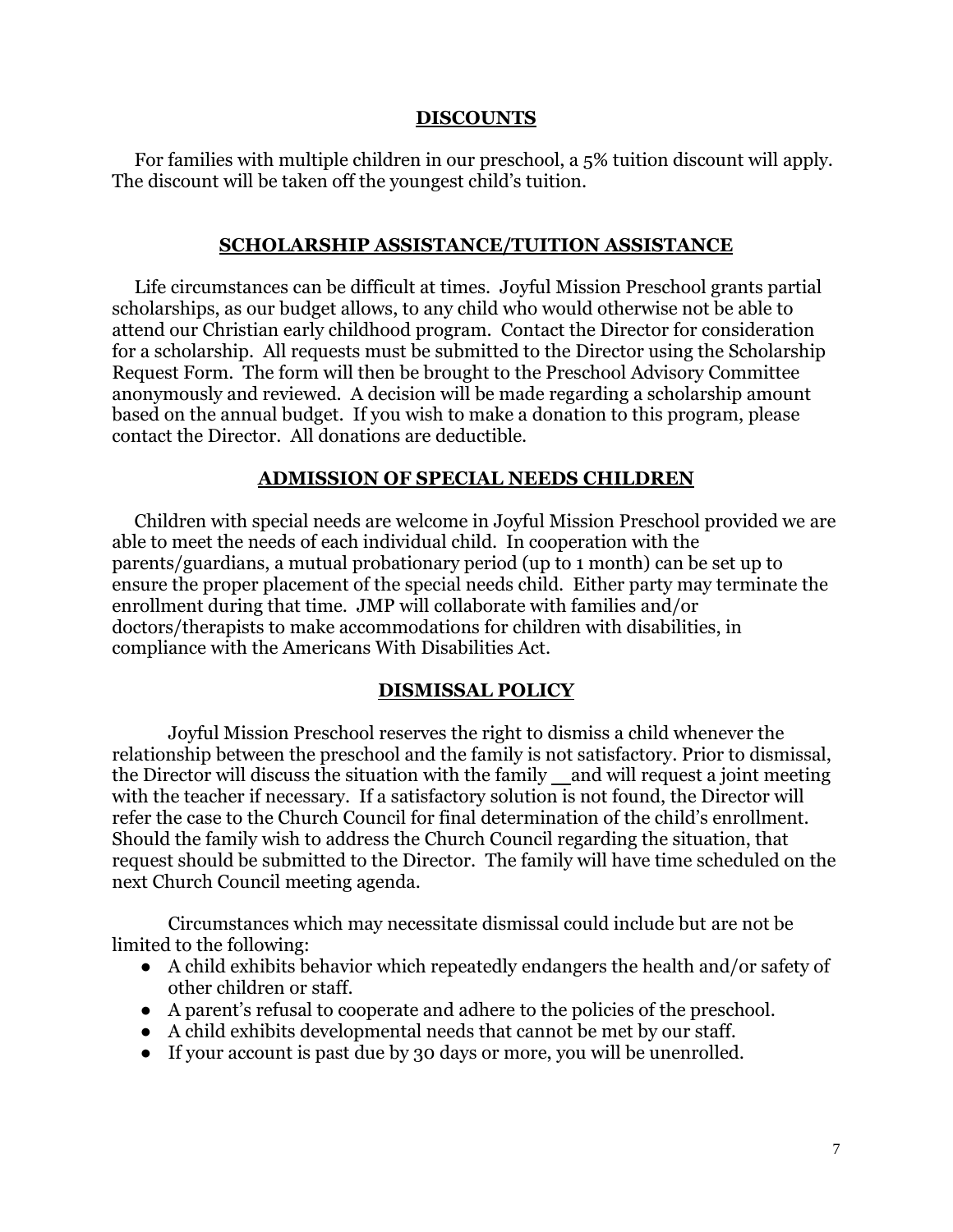## DISCOUNTS

For families with multiple children in our preschool, a 5% tuition discount will apply. The discount will be taken off the youngest child's tuition.

## SCHOLARSHIP ASSISTANCE/TUITION ASSISTANCE

Life circumstances can be difficult at times. Joyful Mission Preschool grants partial scholarships, as our budget allows, to any child who would otherwise not be able to attend our Christian early childhood program. Contact the Director for consideration for a scholarship. All requests must be submitted to the Director using the Scholarship Request Form. The form will then be brought to the Preschool Advisory Committee anonymously and reviewed. A decision will be made regarding a scholarship amount based on the annual budget. If you wish to make a donation to this program, please contact the Director. All donations are deductible.

## ADMISSION OF SPECIAL NEEDS CHILDREN

Children with special needs are welcome in Joyful Mission Preschool provided we are able to meet the needs of each individual child. In cooperation with the parents/guardians, a mutual probationary period (up to 1 month) can be set up to ensure the proper placement of the special needs child. Either party may terminate the enrollment during that time. JMP will collaborate with families and/or doctors/therapists to make accommodations for children with disabilities, in compliance with the Americans With Disabilities Act.

## DISMISSAL POLICY

Joyful Mission Preschool reserves the right to dismiss a child whenever the relationship between the preschool and the family is not satisfactory. Prior to dismissal, the Director will discuss the situation with the family and will request a joint meeting with the teacher if necessary. If a satisfactory solution is not found, the Director will refer the case to the Church Council for final determination of the child's enrollment. Should the family wish to address the Church Council regarding the situation, that request should be submitted to the Director. The family will have time scheduled on the next Church Council meeting agenda.

Circumstances which may necessitate dismissal could include but are not be limited to the following:

- A child exhibits behavior which repeatedly endangers the health and/or safety of other children or staff.
- A parent's refusal to cooperate and adhere to the policies of the preschool.
- A child exhibits developmental needs that cannot be met by our staff.
- If your account is past due by 30 days or more, you will be unenrolled.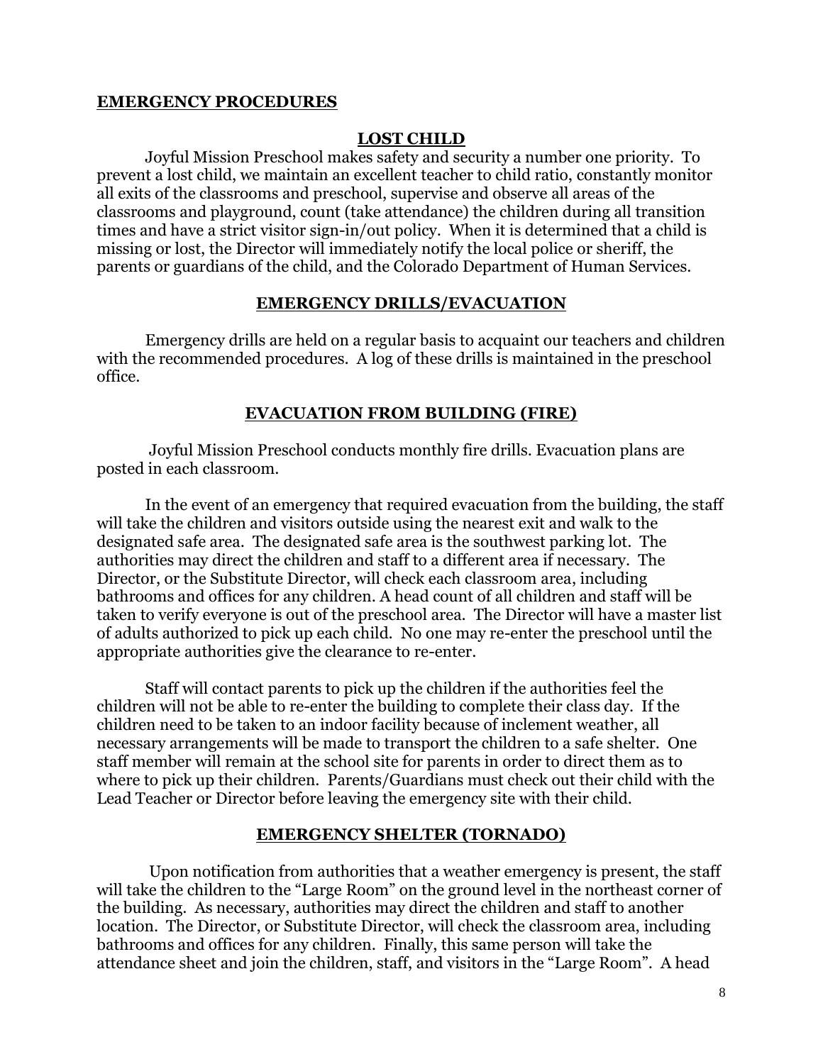**EMERGENCY PROCEDURES**

## LOST CHILD

Joyful Mission Preschool makes safety and security a number one priority. To prevent a lost child, we maintain an excellent teacher to child ratio, constantly monitor all exits of the classrooms and preschool, supervise and observe all areas of the classrooms and playground, count (take attendance) the children during all transition times and have a strict visitor sign-in/out policy. When it is determined that a child is missing or lost, the Director will immediately notify the local police or sheriff, the parents or guardians of the child, and the Colorado Department of Human Services.

## EMERGENCY DRILLS/EVACUATION

Emergency drills are held on a regular basis to acquaint our teachers and children with the recommended procedures. A log of these drills is maintained in the preschool office.

## EVACUATION FROM BUILDING (FIRE)

Joyful Mission Preschool conducts monthly fire drills. Evacuation plans are posted in each classroom.

In the event of an emergency that required evacuation from the building, the staff will take the children and visitors outside using the nearest exit and walk to the designated safe area. The designated safe area is the southwest parking lot. The authorities may direct the children and staff to a different area if necessary. The Director, or the Substitute Director, will check each classroom area, including bathrooms and offices for any children. A head count of all children and staff will be taken to verify everyone is out of the preschool area. The Director will have a master list of adults authorized to pick up each child. No one may re-enter the preschool until the appropriate authorities give the clearance to re-enter.

Staff will contact parents to pick up the children if the authorities feel the children will not be able to re-enter the building to complete their class day. If the children need to be taken to an indoor facility because of inclement weather, all necessary arrangements will be made to transport the children to a safe shelter. One staff member will remain at the school site for parents in order to direct them as to where to pick up their children. Parents/Guardians must check out their child with the Lead Teacher or Director before leaving the emergency site with their child.

## EMERGENCY SHELTER (TORNADO)

Upon notification from authorities that a weather emergency is present, the staff will take the children to the "Large Room" on the ground level in the northeast corner of the building. As necessary, authorities may direct the children and staff to another location. The Director, or Substitute Director, will check the classroom area, including bathrooms and offices for any children. Finally, this same person will take the attendance sheet and join the children, staff, and visitors in the "Large Room". A head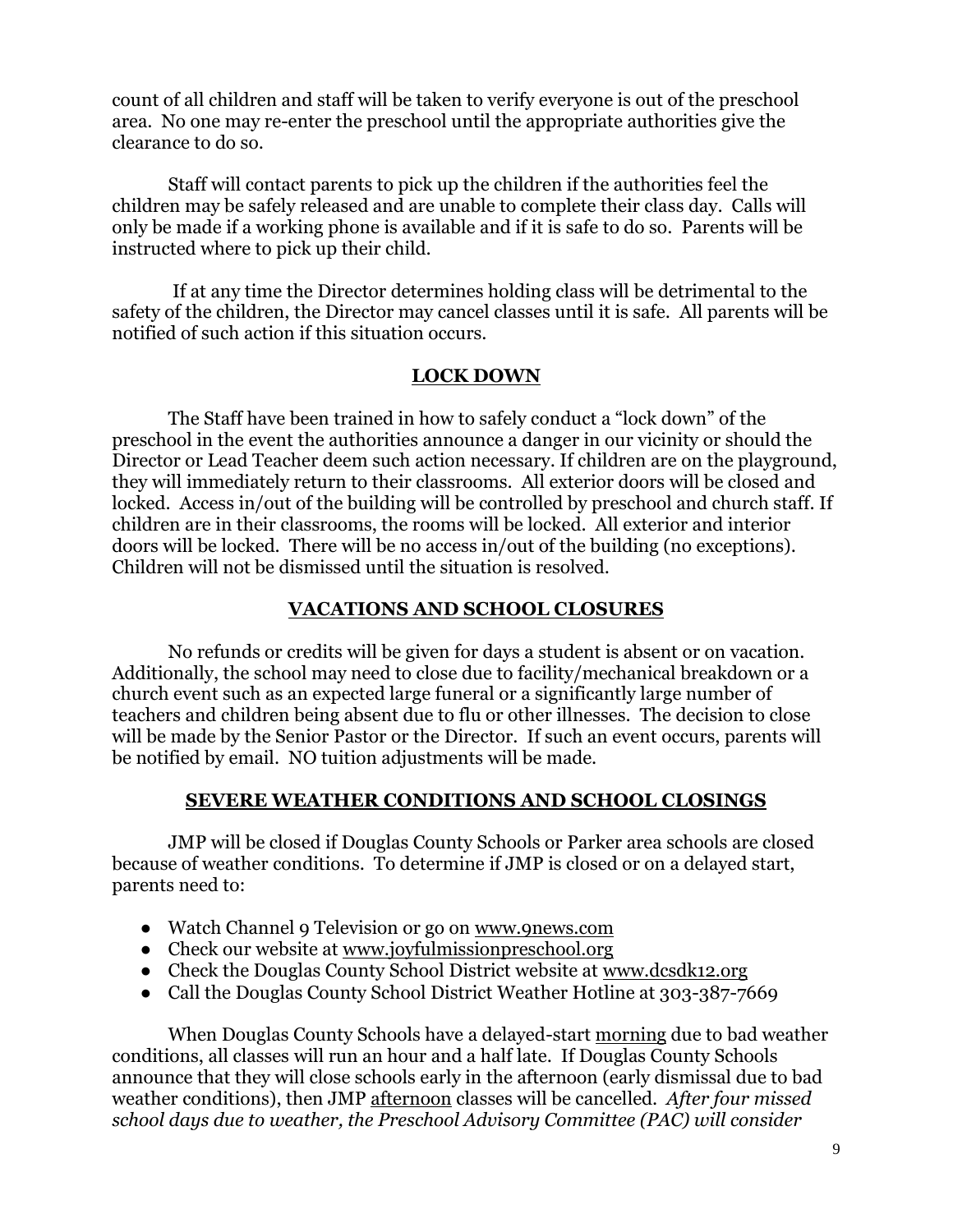count of all children and staff will be taken to verify everyone is out of the preschool area. No one may re-enter the preschool until the appropriate authorities give the clearance to do so.

Staff will contact parents to pick up the children if the authorities feel the children may be safely released and are unable to complete their class day. Calls will only be made if a working phone is available and if it is safe to do so. Parents will be instructed where to pick up their child.

If at any time the Director determines holding class will be detrimental to the safety of the children, the Director may cancel classes until it is safe. All parents will be notified of such action if this situation occurs.

## <u>LOCK DOWN</u>

The Staff have been trained in how to safely conduct a "lock down" of the preschool in the event the authorities announce a danger in our vicinity or should the Director or Lead Teacher deem such action necessary. If children are on the playground, they will immediately return to their classrooms. All exterior doors will be closed and locked. Access in/out of the building will be controlled by preschool and church staff. If children are in their classrooms, the rooms will be locked. All exterior and interior doors will be locked. There will be no access in/out of the building (no exceptions). Children will not be dismissed until the situation is resolved.

## <u>VACATIONS AND SCHOOL CLOSURES</u>

No refunds or credits will be given for days a student is absent or on vacation. Additionally, the school may need to close due to facility/mechanical breakdown or a church event such as an expected large funeral or a significantly large number of teachers and children being absent due to flu or other illnesses. The decision to close will be made by the Senior Pastor or the Director. If such an event occurs, parents will be notified by email. NO tuition adjustments will be made.

## <u>SEVERE WEATHER CONDITIONS AND SCHOOL CLOSINGS</u>

JMP will be closed if Douglas County Schools or Parker area schools are closed because of weather conditions. To determine if JMP is closed or on a delayed start, parents need to:

- Watch Channel 9 Television or go on www.9news.com
- Check our website at www.joyfulmissionpreschool.org
- Check the Douglas County School District website at www.dcsdk12.org
- Call the Douglas County School District Weather Hotline at 303-387-7669

When Douglas County Schools have a delayed-start <u>morning</u> due to bad weather conditions, all classes will run an hour and a half late. If Douglas County Schools announce that they will close schools early in the afternoon (early dismissal due to bad weather conditions), then JMP <u>afternoon</u> classes will be cancelled. *After four missed school days due to weather, the Preschool Advisory Committee (PAC) will consider*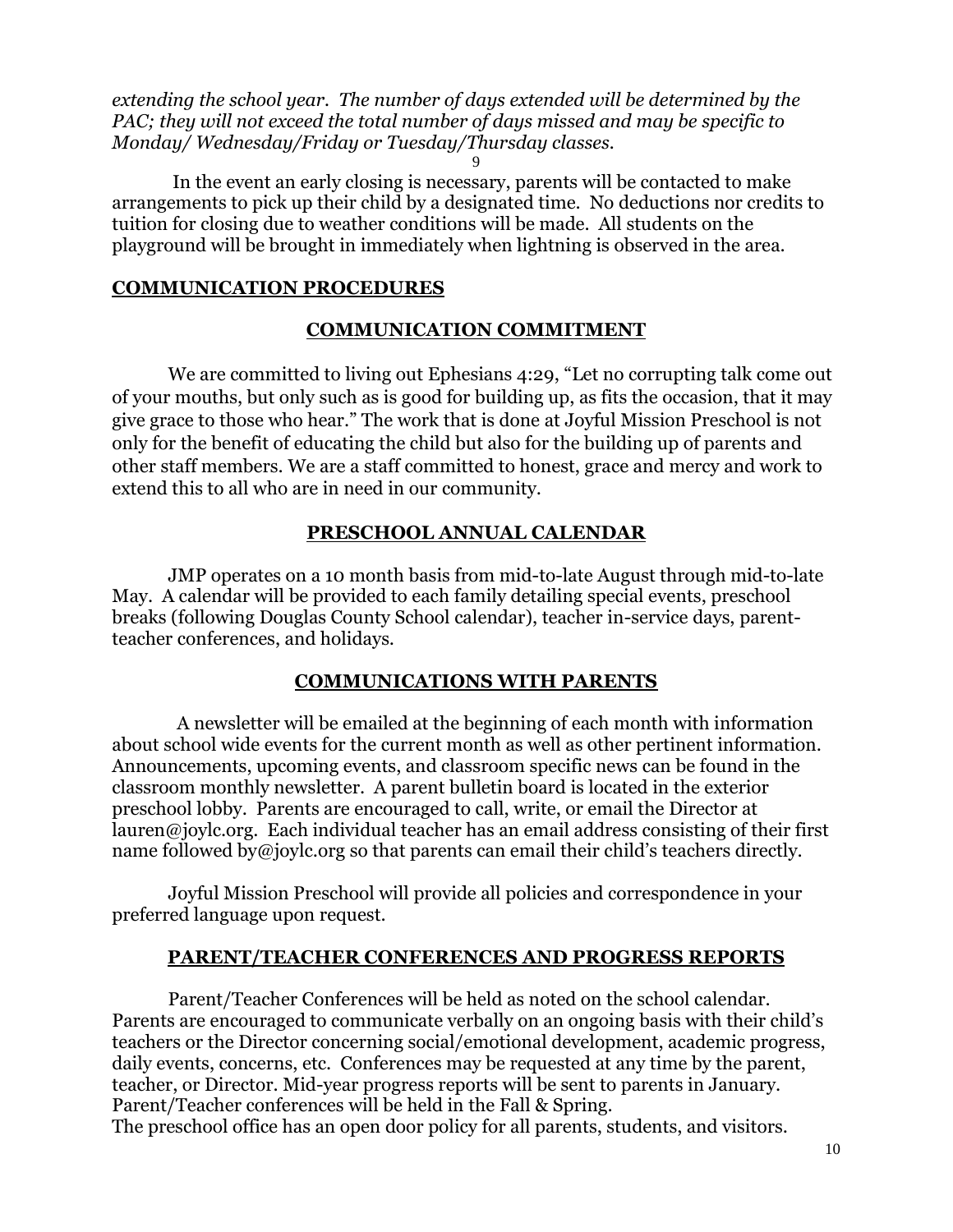*extending the school year. The number of days extended will be determined by the PAC; they will not exceed the total number of days missed and may be specific to Monday/ Wednesday/Friday or Tuesday/Thursday classes.*

In the event an early closing is necessary, parents will be contacted to make arrangements to pick up their child by a designated time. No deductions nor credits to tuition for closing due to weather conditions will be made. All students on the playground will be brought in immediately when lightning is observed in the area.

## COMMUNICATION PROCEDURES

### COMMUNICATION COMMITMENT

We are committed to living out Ephesians 4:29, "Let no corrupting talk come out of your mouths, but only such as is good for building up, as fits the occasion, that it may give grace to those who hear." The work that is done at Joyful Mission Preschool is not only for the benefit of educating the child but also for the building up of parents and other staff members. We are a staff committed to honest, grace and mercy and work to extend this to all who are in need in our community.

### PRESCHOOL ANNUAL CALENDAR

JMP operates on a 10 month basis from mid-to-late August through mid-to-late May. A calendar will be provided to each family detailing special events, preschool breaks (following Douglas County School calendar), teacher in-service days, parent-teacher conferences, and holidays.

### COMMUNICATIONS WITH PARENTS

A newsletter will be emailed at the beginning of each month with information about school wide events for the current month as well as other pertinent information. Announcements, upcoming events, and classroom specific news can be found in the classroom monthly newsletter. A parent bulletin board is located in the exterior preschool lobby. Parents are encouraged to call, write, or email the Director at lauren@joylc.org. Each individual teacher has an email address consisting of their first name followed by@joylc.org so that parents can email their child's teachers directly.

Joyful Mission Preschool will provide all policies and correspondence in your preferred language upon request.

### PARENT/TEACHER CONFERENCES AND PROGRESS REPORTS

Parent/Teacher Conferences will be held as noted on the school calendar. Parents are encouraged to communicate verbally on an ongoing basis with their child's teachers or the Director concerning social/emotional development, academic progress, daily events, concerns, etc. Conferences may be requested at any time by the parent, teacher, or Director. Mid-year progress reports will be sent to parents in January. Parent/Teacher conferences will be held in the Fall & Spring.
The preschool office has an open door policy for all parents, students, and visitors.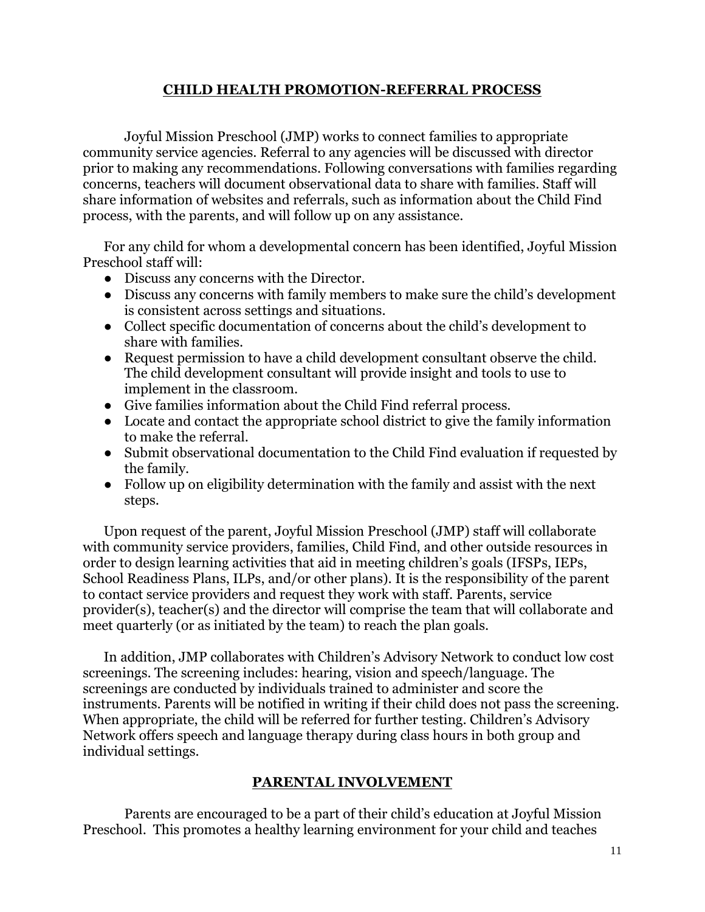## CHILD HEALTH PROMOTION-REFERRAL PROCESS

Joyful Mission Preschool (JMP) works to connect families to appropriate community service agencies. Referral to any agencies will be discussed with director prior to making any recommendations. Following conversations with families regarding concerns, teachers will document observational data to share with families. Staff will share information of websites and referrals, such as information about the Child Find process, with the parents, and will follow up on any assistance.

For any child for whom a developmental concern has been identified, Joyful Mission Preschool staff will:

- Discuss any concerns with the Director.
- Discuss any concerns with family members to make sure the child's development is consistent across settings and situations.
- Collect specific documentation of concerns about the child's development to share with families.
- Request permission to have a child development consultant observe the child. The child development consultant will provide insight and tools to use to implement in the classroom.
- Give families information about the Child Find referral process.
- Locate and contact the appropriate school district to give the family information to make the referral.
- Submit observational documentation to the Child Find evaluation if requested by the family.
- Follow up on eligibility determination with the family and assist with the next steps.

Upon request of the parent, Joyful Mission Preschool (JMP) staff will collaborate with community service providers, families, Child Find, and other outside resources in order to design learning activities that aid in meeting children's goals (IFSPs, IEPs, School Readiness Plans, ILPs, and/or other plans). It is the responsibility of the parent to contact service providers and request they work with staff. Parents, service provider(s), teacher(s) and the director will comprise the team that will collaborate and meet quarterly (or as initiated by the team) to reach the plan goals.

In addition, JMP collaborates with Children's Advisory Network to conduct low cost screenings. The screening includes: hearing, vision and speech/language. The screenings are conducted by individuals trained to administer and score the instruments. Parents will be notified in writing if their child does not pass the screening. When appropriate, the child will be referred for further testing. Children's Advisory Network offers speech and language therapy during class hours in both group and individual settings.

## PARENTAL INVOLVEMENT

Parents are encouraged to be a part of their child's education at Joyful Mission Preschool. This promotes a healthy learning environment for your child and teaches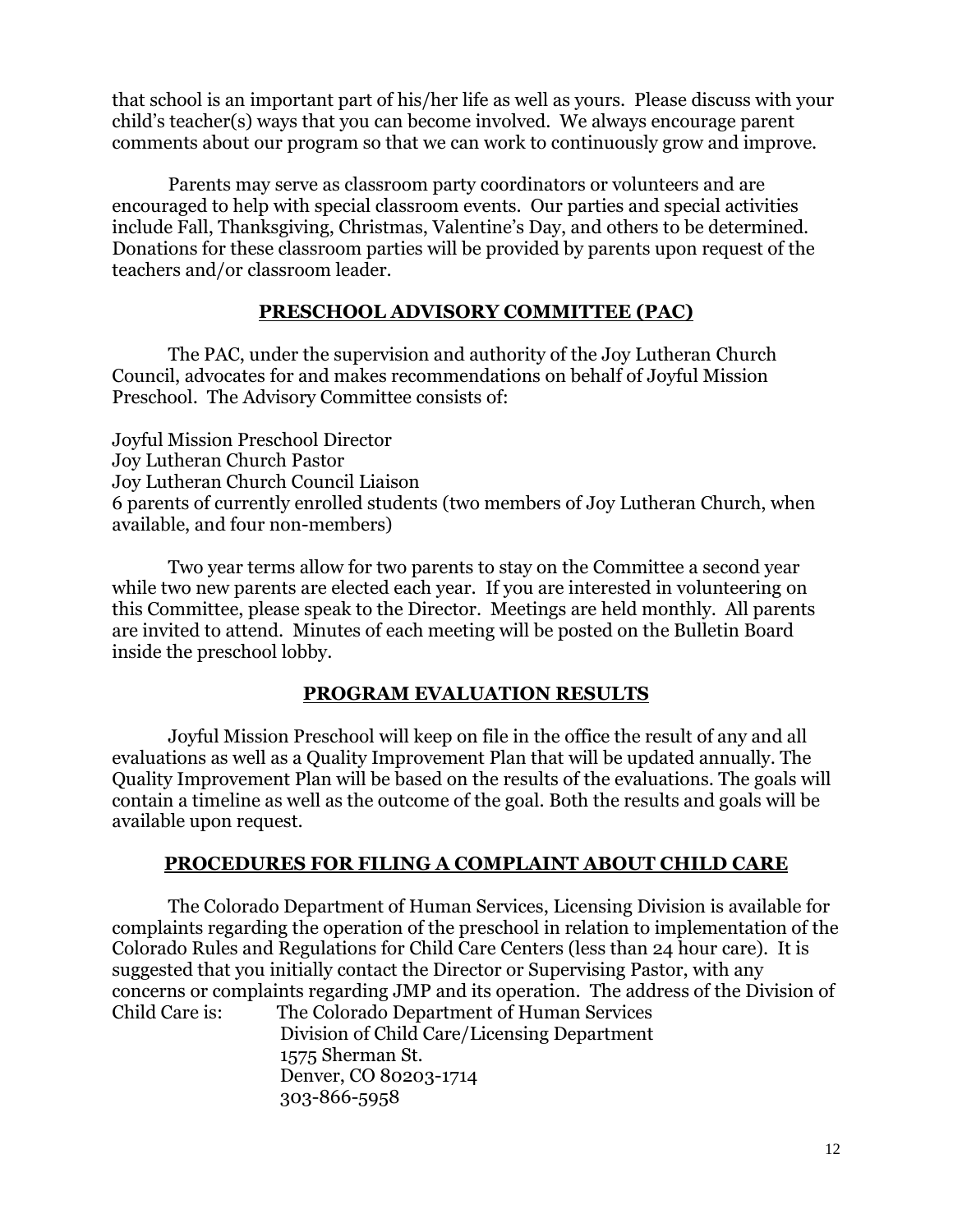that school is an important part of his/her life as well as yours. Please discuss with your child's teacher(s) ways that you can become involved. We always encourage parent comments about our program so that we can work to continuously grow and improve.

Parents may serve as classroom party coordinators or volunteers and are encouraged to help with special classroom events. Our parties and special activities include Fall, Thanksgiving, Christmas, Valentine's Day, and others to be determined. Donations for these classroom parties will be provided by parents upon request of the teachers and/or classroom leader.

## PRESCHOOL ADVISORY COMMITTEE (PAC)

The PAC, under the supervision and authority of the Joy Lutheran Church Council, advocates for and makes recommendations on behalf of Joyful Mission Preschool. The Advisory Committee consists of:

Joyful Mission Preschool Director
Joy Lutheran Church Pastor
Joy Lutheran Church Council Liaison
6 parents of currently enrolled students (two members of Joy Lutheran Church, when available, and four non-members)

Two year terms allow for two parents to stay on the Committee a second year while two new parents are elected each year. If you are interested in volunteering on this Committee, please speak to the Director. Meetings are held monthly. All parents are invited to attend. Minutes of each meeting will be posted on the Bulletin Board inside the preschool lobby.

## PROGRAM EVALUATION RESULTS

Joyful Mission Preschool will keep on file in the office the result of any and all evaluations as well as a Quality Improvement Plan that will be updated annually. The Quality Improvement Plan will be based on the results of the evaluations. The goals will contain a timeline as well as the outcome of the goal. Both the results and goals will be available upon request.

## PROCEDURES FOR FILING A COMPLAINT ABOUT CHILD CARE

The Colorado Department of Human Services, Licensing Division is available for complaints regarding the operation of the preschool in relation to implementation of the Colorado Rules and Regulations for Child Care Centers (less than 24 hour care). It is suggested that you initially contact the Director or Supervising Pastor, with any concerns or complaints regarding JMP and its operation. The address of the Division of Child Care is:

The Colorado Department of Human Services
Division of Child Care/Licensing Department
1575 Sherman St.
Denver, CO 80203-1714
303-866-5958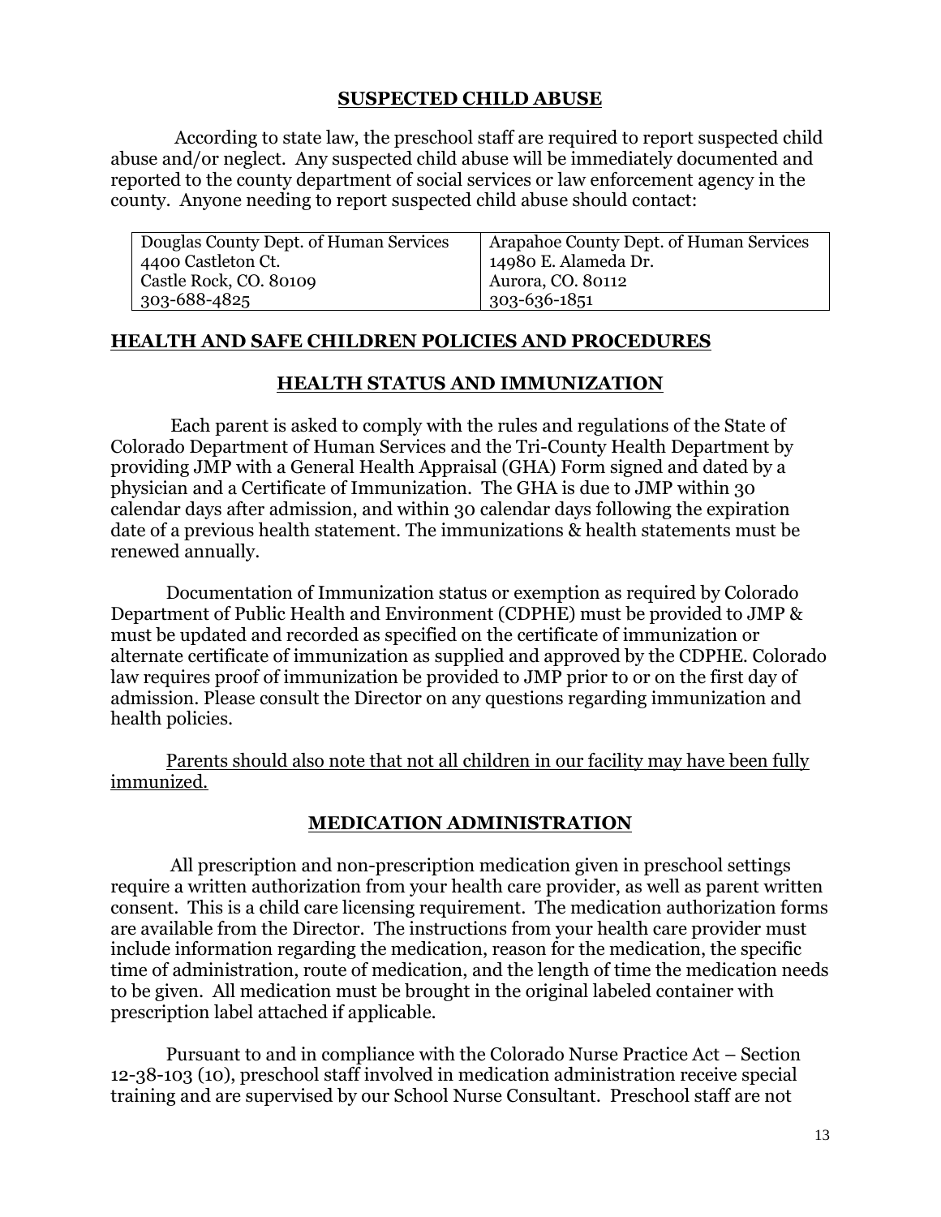## SUSPECTED CHILD ABUSE

According to state law, the preschool staff are required to report suspected child abuse and/or neglect. Any suspected child abuse will be immediately documented and reported to the county department of social services or law enforcement agency in the county. Anyone needing to report suspected child abuse should contact:

| Douglas County Dept. of Human Services | Arapahoe County Dept. of Human Services |
|---|---|
| 4400 Castleton Ct. | 14980 E. Alameda Dr. |
| Castle Rock, CO. 80109 | Aurora, CO. 80112 |
| 303-688-4825 | 303-636-1851 |

## HEALTH AND SAFE CHILDREN POLICIES AND PROCEDURES

### HEALTH STATUS AND IMMUNIZATION

Each parent is asked to comply with the rules and regulations of the State of Colorado Department of Human Services and the Tri-County Health Department by providing JMP with a General Health Appraisal (GHA) Form signed and dated by a physician and a Certificate of Immunization. The GHA is due to JMP within 30 calendar days after admission, and within 30 calendar days following the expiration date of a previous health statement. The immunizations & health statements must be renewed annually.

Documentation of Immunization status or exemption as required by Colorado Department of Public Health and Environment (CDPHE) must be provided to JMP & must be updated and recorded as specified on the certificate of immunization or alternate certificate of immunization as supplied and approved by the CDPHE. Colorado law requires proof of immunization be provided to JMP prior to or on the first day of admission. Please consult the Director on any questions regarding immunization and health policies.

Parents should also note that not all children in our facility may have been fully immunized.

### MEDICATION ADMINISTRATION

All prescription and non-prescription medication given in preschool settings require a written authorization from your health care provider, as well as parent written consent. This is a child care licensing requirement. The medication authorization forms are available from the Director. The instructions from your health care provider must include information regarding the medication, reason for the medication, the specific time of administration, route of medication, and the length of time the medication needs to be given. All medication must be brought in the original labeled container with prescription label attached if applicable.

Pursuant to and in compliance with the Colorado Nurse Practice Act – Section 12-38-103 (10), preschool staff involved in medication administration receive special training and are supervised by our School Nurse Consultant. Preschool staff are not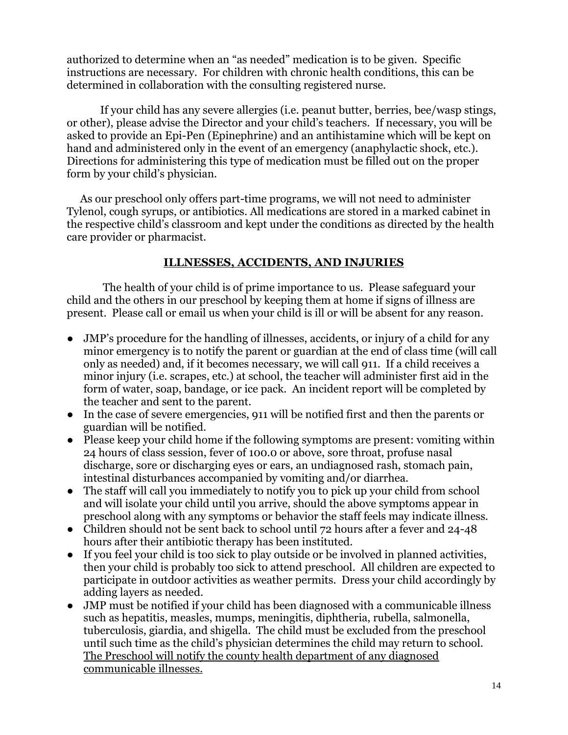authorized to determine when an "as needed" medication is to be given. Specific instructions are necessary. For children with chronic health conditions, this can be determined in collaboration with the consulting registered nurse.

If your child has any severe allergies (i.e. peanut butter, berries, bee/wasp stings, or other), please advise the Director and your child's teachers. If necessary, you will be asked to provide an Epi-Pen (Epinephrine) and an antihistamine which will be kept on hand and administered only in the event of an emergency (anaphylactic shock, etc.). Directions for administering this type of medication must be filled out on the proper form by your child's physician.

As our preschool only offers part-time programs, we will not need to administer Tylenol, cough syrups, or antibiotics. All medications are stored in a marked cabinet in the respective child's classroom and kept under the conditions as directed by the health care provider or pharmacist.

## ILLNESSES, ACCIDENTS, AND INJURIES

The health of your child is of prime importance to us. Please safeguard your child and the others in our preschool by keeping them at home if signs of illness are present. Please call or email us when your child is ill or will be absent for any reason.

- JMP's procedure for the handling of illnesses, accidents, or injury of a child for any minor emergency is to notify the parent or guardian at the end of class time (will call only as needed) and, if it becomes necessary, we will call 911. If a child receives a minor injury (i.e. scrapes, etc.) at school, the teacher will administer first aid in the form of water, soap, bandage, or ice pack. An incident report will be completed by the teacher and sent to the parent.
- In the case of severe emergencies, 911 will be notified first and then the parents or guardian will be notified.
- Please keep your child home if the following symptoms are present: vomiting within 24 hours of class session, fever of 100.0 or above, sore throat, profuse nasal discharge, sore or discharging eyes or ears, an undiagnosed rash, stomach pain, intestinal disturbances accompanied by vomiting and/or diarrhea.
- The staff will call you immediately to notify you to pick up your child from school and will isolate your child until you arrive, should the above symptoms appear in preschool along with any symptoms or behavior the staff feels may indicate illness.
- Children should not be sent back to school until 72 hours after a fever and 24-48 hours after their antibiotic therapy has been instituted.
- If you feel your child is too sick to play outside or be involved in planned activities, then your child is probably too sick to attend preschool. All children are expected to participate in outdoor activities as weather permits. Dress your child accordingly by adding layers as needed.
- JMP must be notified if your child has been diagnosed with a communicable illness such as hepatitis, measles, mumps, meningitis, diphtheria, rubella, salmonella, tuberculosis, giardia, and shigella. The child must be excluded from the preschool until such time as the child's physician determines the child may return to school. <u>The Preschool will notify the county health department of any diagnosed communicable illnesses.</u>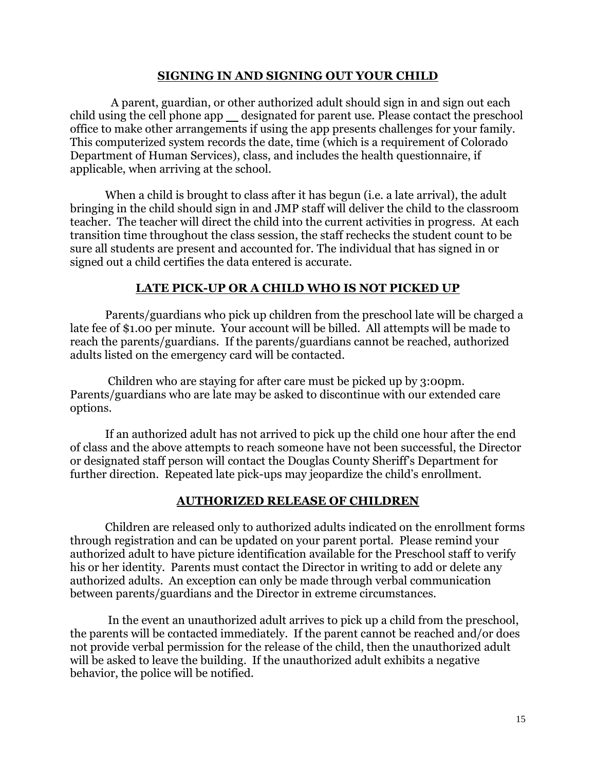## SIGNING IN AND SIGNING OUT YOUR CHILD

A parent, guardian, or other authorized adult should sign in and sign out each child using the cell phone app __ designated for parent use. Please contact the preschool office to make other arrangements if using the app presents challenges for your family. This computerized system records the date, time (which is a requirement of Colorado Department of Human Services), class, and includes the health questionnaire, if applicable, when arriving at the school.

When a child is brought to class after it has begun (i.e. a late arrival), the adult bringing in the child should sign in and JMP staff will deliver the child to the classroom teacher. The teacher will direct the child into the current activities in progress. At each transition time throughout the class session, the staff rechecks the student count to be sure all students are present and accounted for. The individual that has signed in or signed out a child certifies the data entered is accurate.

## LATE PICK-UP OR A CHILD WHO IS NOT PICKED UP

Parents/guardians who pick up children from the preschool late will be charged a late fee of $1.00 per minute. Your account will be billed. All attempts will be made to reach the parents/guardians. If the parents/guardians cannot be reached, authorized adults listed on the emergency card will be contacted.

Children who are staying for after care must be picked up by 3:00pm. Parents/guardians who are late may be asked to discontinue with our extended care options.

If an authorized adult has not arrived to pick up the child one hour after the end of class and the above attempts to reach someone have not been successful, the Director or designated staff person will contact the Douglas County Sheriff's Department for further direction. Repeated late pick-ups may jeopardize the child's enrollment.

## AUTHORIZED RELEASE OF CHILDREN

Children are released only to authorized adults indicated on the enrollment forms through registration and can be updated on your parent portal. Please remind your authorized adult to have picture identification available for the Preschool staff to verify his or her identity. Parents must contact the Director in writing to add or delete any authorized adults. An exception can only be made through verbal communication between parents/guardians and the Director in extreme circumstances.

In the event an unauthorized adult arrives to pick up a child from the preschool, the parents will be contacted immediately. If the parent cannot be reached and/or does not provide verbal permission for the release of the child, then the unauthorized adult will be asked to leave the building. If the unauthorized adult exhibits a negative behavior, the police will be notified.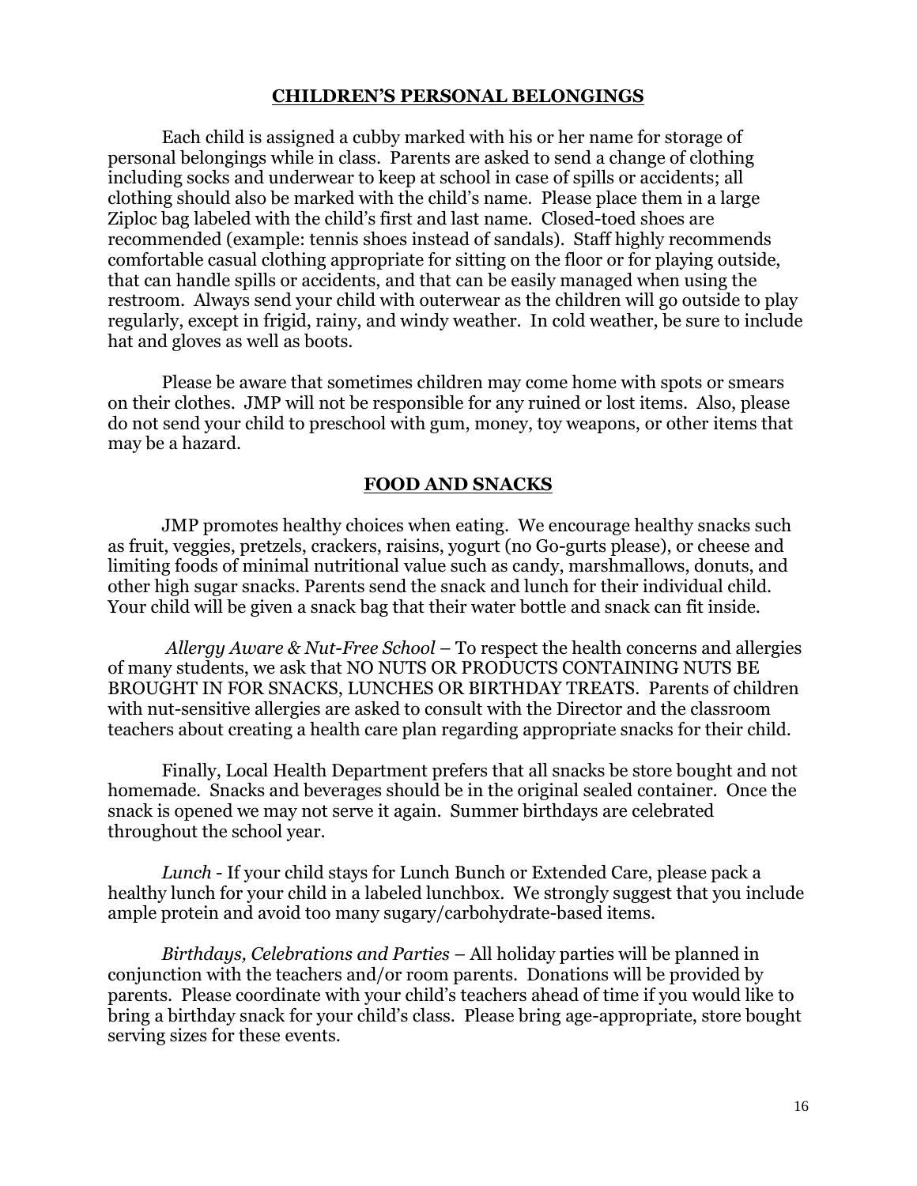## CHILDREN'S PERSONAL BELONGINGS

Each child is assigned a cubby marked with his or her name for storage of personal belongings while in class. Parents are asked to send a change of clothing including socks and underwear to keep at school in case of spills or accidents; all clothing should also be marked with the child's name. Please place them in a large Ziploc bag labeled with the child's first and last name. Closed-toed shoes are recommended (example: tennis shoes instead of sandals). Staff highly recommends comfortable casual clothing appropriate for sitting on the floor or for playing outside, that can handle spills or accidents, and that can be easily managed when using the restroom. Always send your child with outerwear as the children will go outside to play regularly, except in frigid, rainy, and windy weather. In cold weather, be sure to include hat and gloves as well as boots.

Please be aware that sometimes children may come home with spots or smears on their clothes. JMP will not be responsible for any ruined or lost items. Also, please do not send your child to preschool with gum, money, toy weapons, or other items that may be a hazard.

## FOOD AND SNACKS

JMP promotes healthy choices when eating. We encourage healthy snacks such as fruit, veggies, pretzels, crackers, raisins, yogurt (no Go-gurts please), or cheese and limiting foods of minimal nutritional value such as candy, marshmallows, donuts, and other high sugar snacks. Parents send the snack and lunch for their individual child. Your child will be given a snack bag that their water bottle and snack can fit inside.

*Allergy Aware & Nut-Free School* – To respect the health concerns and allergies of many students, we ask that NO NUTS OR PRODUCTS CONTAINING NUTS BE BROUGHT IN FOR SNACKS, LUNCHES OR BIRTHDAY TREATS. Parents of children with nut-sensitive allergies are asked to consult with the Director and the classroom teachers about creating a health care plan regarding appropriate snacks for their child.

Finally, Local Health Department prefers that all snacks be store bought and not homemade. Snacks and beverages should be in the original sealed container. Once the snack is opened we may not serve it again. Summer birthdays are celebrated throughout the school year.

*Lunch* - If your child stays for Lunch Bunch or Extended Care, please pack a healthy lunch for your child in a labeled lunchbox. We strongly suggest that you include ample protein and avoid too many sugary/carbohydrate-based items.

*Birthdays, Celebrations and Parties* – All holiday parties will be planned in conjunction with the teachers and/or room parents. Donations will be provided by parents. Please coordinate with your child's teachers ahead of time if you would like to bring a birthday snack for your child's class. Please bring age-appropriate, store bought serving sizes for these events.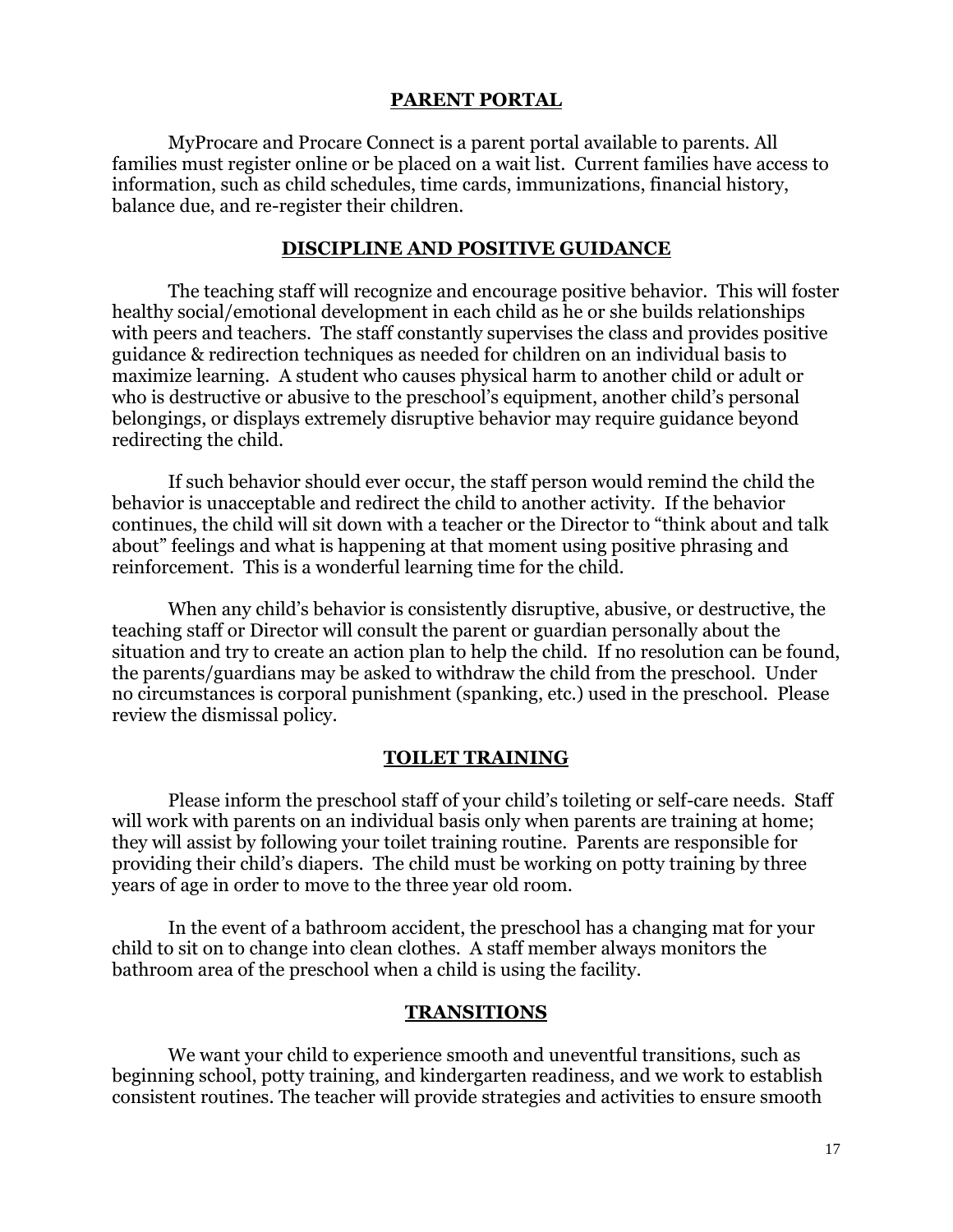## PARENT PORTAL

MyProcare and Procare Connect is a parent portal available to parents. All families must register online or be placed on a wait list. Current families have access to information, such as child schedules, time cards, immunizations, financial history, balance due, and re-register their children.

## DISCIPLINE AND POSITIVE GUIDANCE

The teaching staff will recognize and encourage positive behavior. This will foster healthy social/emotional development in each child as he or she builds relationships with peers and teachers. The staff constantly supervises the class and provides positive guidance & redirection techniques as needed for children on an individual basis to maximize learning. A student who causes physical harm to another child or adult or who is destructive or abusive to the preschool's equipment, another child's personal belongings, or displays extremely disruptive behavior may require guidance beyond redirecting the child.

If such behavior should ever occur, the staff person would remind the child the behavior is unacceptable and redirect the child to another activity. If the behavior continues, the child will sit down with a teacher or the Director to "think about and talk about" feelings and what is happening at that moment using positive phrasing and reinforcement. This is a wonderful learning time for the child.

When any child's behavior is consistently disruptive, abusive, or destructive, the teaching staff or Director will consult the parent or guardian personally about the situation and try to create an action plan to help the child. If no resolution can be found, the parents/guardians may be asked to withdraw the child from the preschool. Under no circumstances is corporal punishment (spanking, etc.) used in the preschool. Please review the dismissal policy.

## TOILET TRAINING

Please inform the preschool staff of your child's toileting or self-care needs. Staff will work with parents on an individual basis only when parents are training at home; they will assist by following your toilet training routine. Parents are responsible for providing their child's diapers. The child must be working on potty training by three years of age in order to move to the three year old room.

In the event of a bathroom accident, the preschool has a changing mat for your child to sit on to change into clean clothes. A staff member always monitors the bathroom area of the preschool when a child is using the facility.

## TRANSITIONS

We want your child to experience smooth and uneventful transitions, such as beginning school, potty training, and kindergarten readiness, and we work to establish consistent routines. The teacher will provide strategies and activities to ensure smooth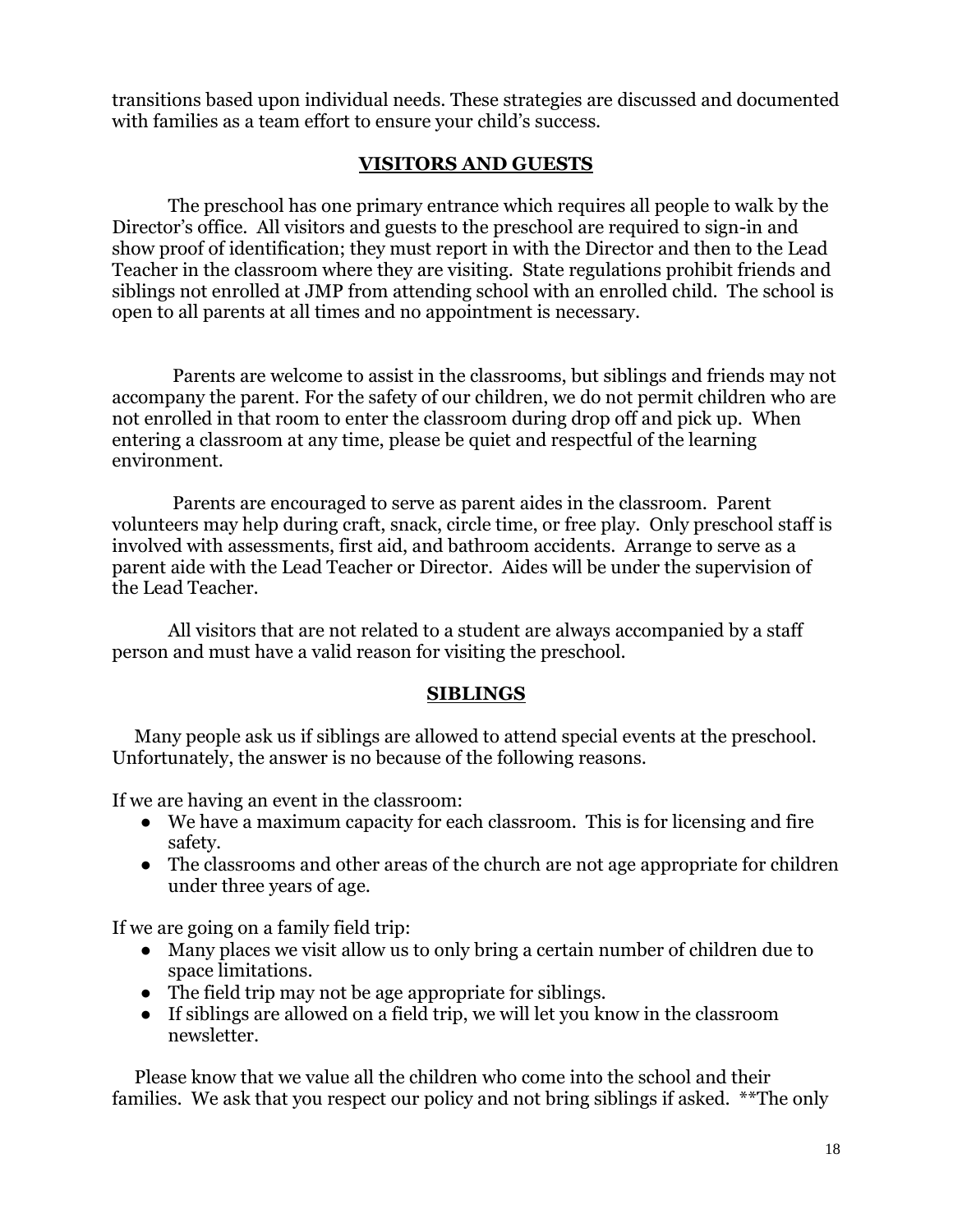transitions based upon individual needs. These strategies are discussed and documented with families as a team effort to ensure your child's success.

## VISITORS AND GUESTS

The preschool has one primary entrance which requires all people to walk by the Director's office. All visitors and guests to the preschool are required to sign-in and show proof of identification; they must report in with the Director and then to the Lead Teacher in the classroom where they are visiting. State regulations prohibit friends and siblings not enrolled at JMP from attending school with an enrolled child. The school is open to all parents at all times and no appointment is necessary.

Parents are welcome to assist in the classrooms, but siblings and friends may not accompany the parent. For the safety of our children, we do not permit children who are not enrolled in that room to enter the classroom during drop off and pick up. When entering a classroom at any time, please be quiet and respectful of the learning environment.

Parents are encouraged to serve as parent aides in the classroom. Parent volunteers may help during craft, snack, circle time, or free play. Only preschool staff is involved with assessments, first aid, and bathroom accidents. Arrange to serve as a parent aide with the Lead Teacher or Director. Aides will be under the supervision of the Lead Teacher.

All visitors that are not related to a student are always accompanied by a staff person and must have a valid reason for visiting the preschool.

## SIBLINGS

Many people ask us if siblings are allowed to attend special events at the preschool. Unfortunately, the answer is no because of the following reasons.

If we are having an event in the classroom:

- We have a maximum capacity for each classroom. This is for licensing and fire safety.
- The classrooms and other areas of the church are not age appropriate for children under three years of age.

If we are going on a family field trip:

- Many places we visit allow us to only bring a certain number of children due to space limitations.
- The field trip may not be age appropriate for siblings.
- If siblings are allowed on a field trip, we will let you know in the classroom newsletter.

Please know that we value all the children who come into the school and their families. We ask that you respect our policy and not bring siblings if asked. **The only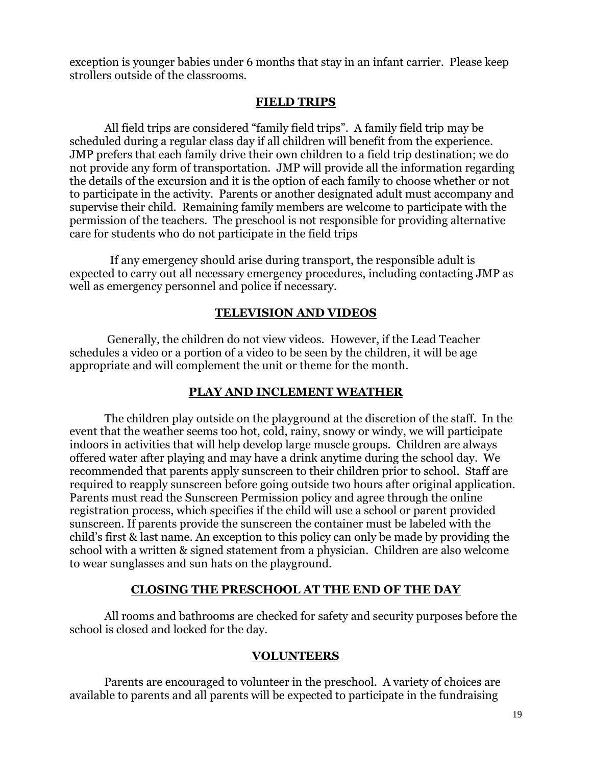exception is younger babies under 6 months that stay in an infant carrier. Please keep strollers outside of the classrooms.

## FIELD TRIPS

All field trips are considered "family field trips". A family field trip may be scheduled during a regular class day if all children will benefit from the experience. JMP prefers that each family drive their own children to a field trip destination; we do not provide any form of transportation. JMP will provide all the information regarding the details of the excursion and it is the option of each family to choose whether or not to participate in the activity. Parents or another designated adult must accompany and supervise their child. Remaining family members are welcome to participate with the permission of the teachers. The preschool is not responsible for providing alternative care for students who do not participate in the field trips

If any emergency should arise during transport, the responsible adult is expected to carry out all necessary emergency procedures, including contacting JMP as well as emergency personnel and police if necessary.

## TELEVISION AND VIDEOS

Generally, the children do not view videos. However, if the Lead Teacher schedules a video or a portion of a video to be seen by the children, it will be age appropriate and will complement the unit or theme for the month.

## PLAY AND INCLEMENT WEATHER

The children play outside on the playground at the discretion of the staff. In the event that the weather seems too hot, cold, rainy, snowy or windy, we will participate indoors in activities that will help develop large muscle groups. Children are always offered water after playing and may have a drink anytime during the school day. We recommended that parents apply sunscreen to their children prior to school. Staff are required to reapply sunscreen before going outside two hours after original application. Parents must read the Sunscreen Permission policy and agree through the online registration process, which specifies if the child will use a school or parent provided sunscreen. If parents provide the sunscreen the container must be labeled with the child's first & last name. An exception to this policy can only be made by providing the school with a written & signed statement from a physician. Children are also welcome to wear sunglasses and sun hats on the playground.

## CLOSING THE PRESCHOOL AT THE END OF THE DAY

All rooms and bathrooms are checked for safety and security purposes before the school is closed and locked for the day.

## VOLUNTEERS

Parents are encouraged to volunteer in the preschool. A variety of choices are available to parents and all parents will be expected to participate in the fundraising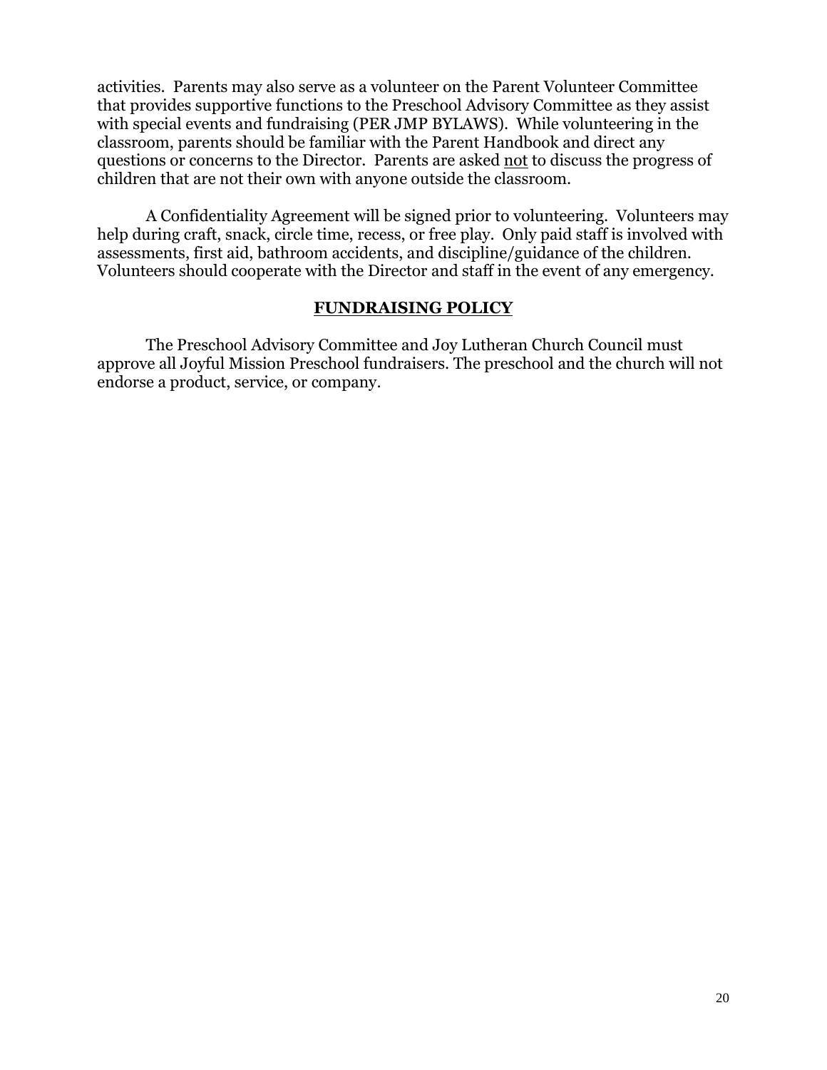activities. Parents may also serve as a volunteer on the Parent Volunteer Committee that provides supportive functions to the Preschool Advisory Committee as they assist with special events and fundraising (PER JMP BYLAWS). While volunteering in the classroom, parents should be familiar with the Parent Handbook and direct any questions or concerns to the Director. Parents are asked <u>not</u> to discuss the progress of children that are not their own with anyone outside the classroom.

A Confidentiality Agreement will be signed prior to volunteering. Volunteers may help during craft, snack, circle time, recess, or free play. Only paid staff is involved with assessments, first aid, bathroom accidents, and discipline/guidance of the children. Volunteers should cooperate with the Director and staff in the event of any emergency.

## FUNDRAISING POLICY

The Preschool Advisory Committee and Joy Lutheran Church Council must approve all Joyful Mission Preschool fundraisers. The preschool and the church will not endorse a product, service, or company.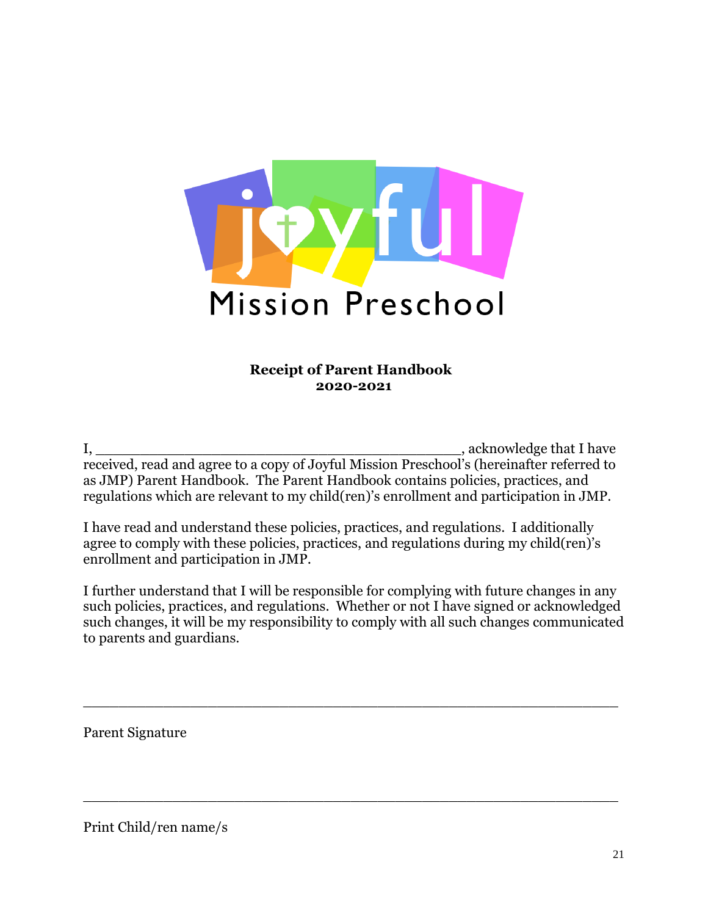joyful Mission Preschool

**Receipt of Parent Handbook**
**2020-2021**

I, ___________________________________________, acknowledge that I have received, read and agree to a copy of Joyful Mission Preschool's (hereinafter referred to as JMP) Parent Handbook. The Parent Handbook contains policies, practices, and regulations which are relevant to my child(ren)'s enrollment and participation in JMP.

I have read and understand these policies, practices, and regulations. I additionally agree to comply with these policies, practices, and regulations during my child(ren)'s enrollment and participation in JMP.

I further understand that I will be responsible for complying with future changes in any such policies, practices, and regulations. Whether or not I have signed or acknowledged such changes, it will be my responsibility to comply with all such changes communicated to parents and guardians.

_____________________________________________________________

Parent Signature

_____________________________________________________________

Print Child/ren name/s